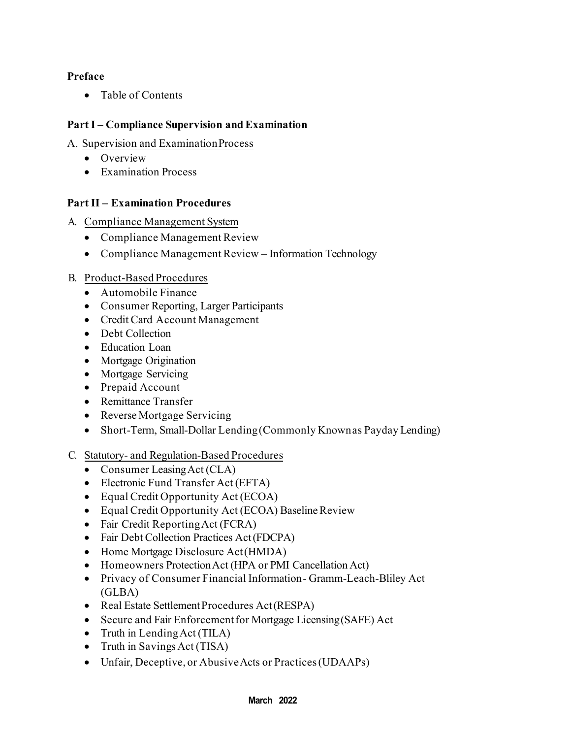**Preface**

- Table of Contents

**Part I – Compliance Supervision and Examination**

A. Supervision and Examination Process

- Overview
- Examination Process

**Part II – Examination Procedures**

A. Compliance Management System

- Compliance Management Review
- Compliance Management Review – Information Technology

B. Product-Based Procedures

- Automobile Finance
- Consumer Reporting, Larger Participants
- Credit Card Account Management
- Debt Collection
- Education Loan
- Mortgage Origination
- Mortgage Servicing
- Prepaid Account
- Remittance Transfer
- Reverse Mortgage Servicing
- Short-Term, Small-Dollar Lending (Commonly Known as Payday Lending)

C. Statutory- and Regulation-Based Procedures

- Consumer Leasing Act (CLA)
- Electronic Fund Transfer Act (EFTA)
- Equal Credit Opportunity Act (ECOA)
- Equal Credit Opportunity Act (ECOA) Baseline Review
- Fair Credit Reporting Act (FCRA)
- Fair Debt Collection Practices Act (FDCPA)
- Home Mortgage Disclosure Act (HMDA)
- Homeowners Protection Act (HPA or PMI Cancellation Act)
- Privacy of Consumer Financial Information - Gramm-Leach-Bliley Act (GLBA)
- Real Estate Settlement Procedures Act (RESPA)
- Secure and Fair Enforcement for Mortgage Licensing (SAFE) Act
- Truth in Lending Act (TILA)
- Truth in Savings Act (TISA)
- Unfair, Deceptive, or Abusive Acts or Practices (UDAAPs)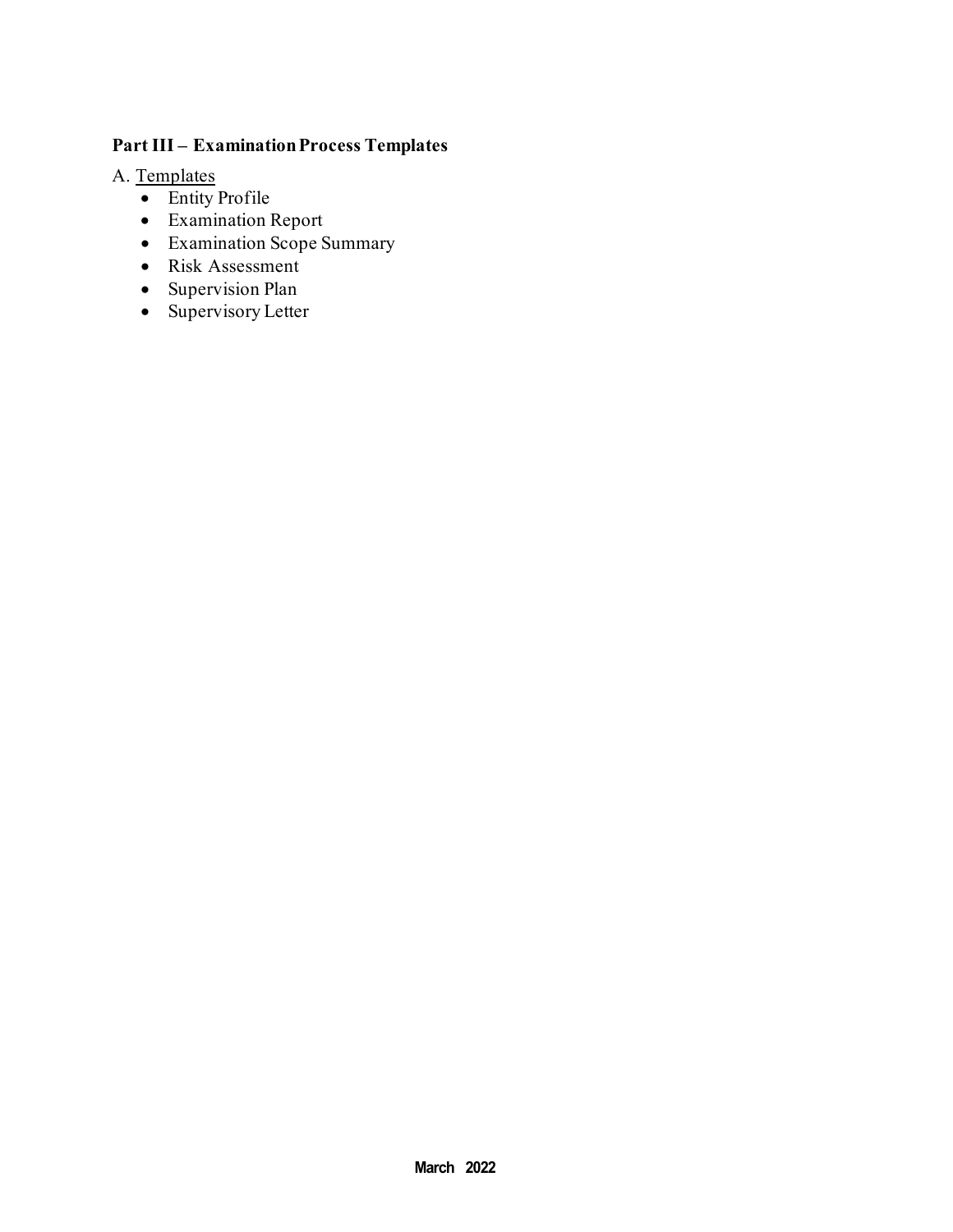**Part III – Examination Process Templates**

A. <u>Templates</u>

- Entity Profile
- Examination Report
- Examination Scope Summary
- Risk Assessment
- Supervision Plan
- Supervisory Letter